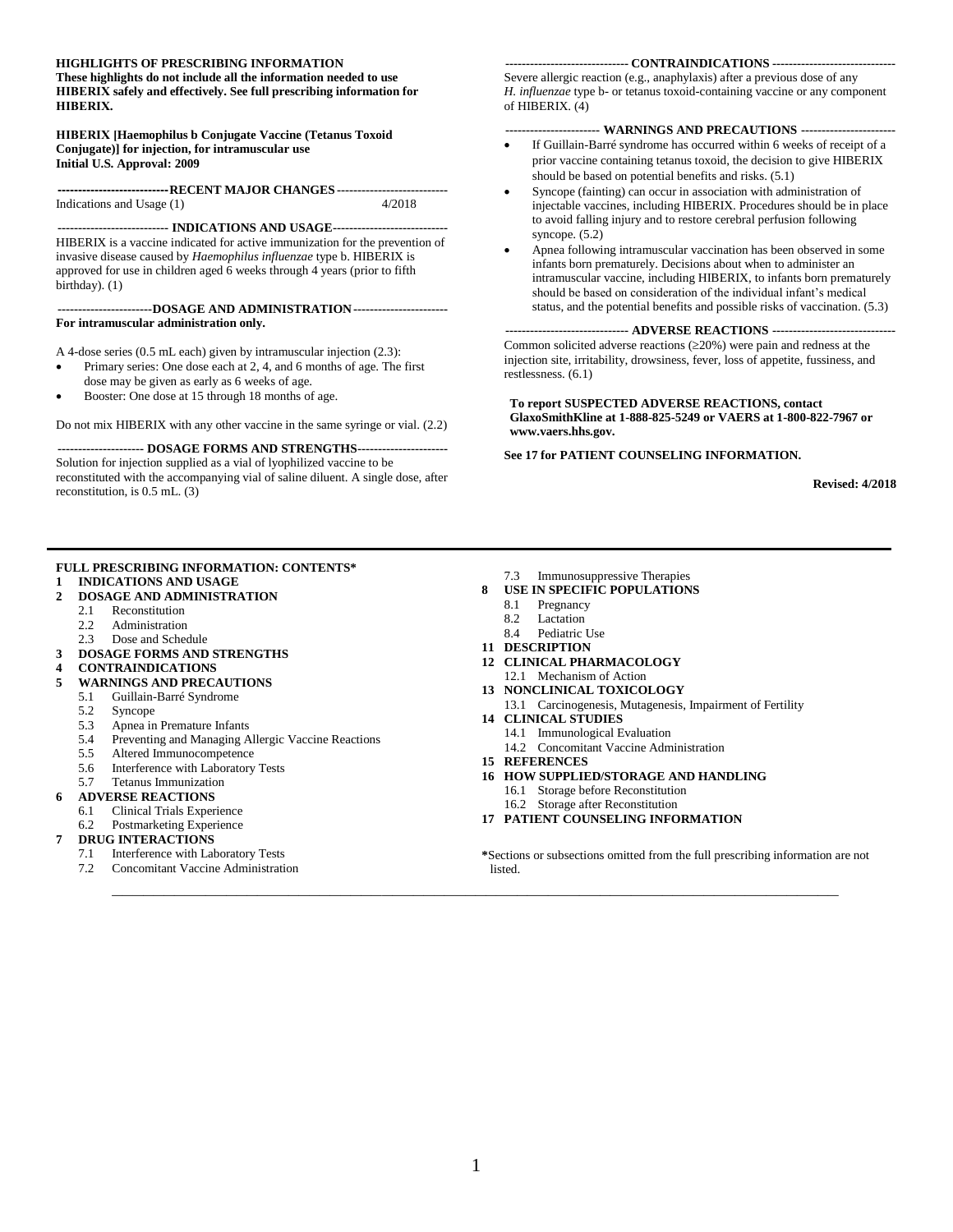**HIGHLIGHTS OF PRESCRIBING INFORMATION**
**These highlights do not include all the information needed to use HIBERIX safely and effectively. See full prescribing information for HIBERIX.**

**HIBERIX [Haemophilus b Conjugate Vaccine (Tetanus Toxoid Conjugate)] for injection, for intramuscular use**
**Initial U.S. Approval: 2009**

**RECENT MAJOR CHANGES**

| | |
|---|---|
| Indications and Usage (1) | 4/2018 |

**INDICATIONS AND USAGE**

HIBERIX is a vaccine indicated for active immunization for the prevention of invasive disease caused by *Haemophilus influenzae* type b. HIBERIX is approved for use in children aged 6 weeks through 4 years (prior to fifth birthday). (1)

**DOSAGE AND ADMINISTRATION**

**For intramuscular administration only.**

A 4-dose series (0.5 mL each) given by intramuscular injection (2.3):

- Primary series: One dose each at 2, 4, and 6 months of age. The first dose may be given as early as 6 weeks of age.
- Booster: One dose at 15 through 18 months of age.

Do not mix HIBERIX with any other vaccine in the same syringe or vial. (2.2)

**DOSAGE FORMS AND STRENGTHS**

Solution for injection supplied as a vial of lyophilized vaccine to be reconstituted with the accompanying vial of saline diluent. A single dose, after reconstitution, is 0.5 mL. (3)

**CONTRAINDICATIONS**

Severe allergic reaction (e.g., anaphylaxis) after a previous dose of any *H. influenzae* type b- or tetanus toxoid-containing vaccine or any component of HIBERIX. (4)

**WARNINGS AND PRECAUTIONS**

- If Guillain-Barré syndrome has occurred within 6 weeks of receipt of a prior vaccine containing tetanus toxoid, the decision to give HIBERIX should be based on potential benefits and risks. (5.1)
- Syncope (fainting) can occur in association with administration of injectable vaccines, including HIBERIX. Procedures should be in place to avoid falling injury and to restore cerebral perfusion following syncope. (5.2)
- Apnea following intramuscular vaccination has been observed in some infants born prematurely. Decisions about when to administer an intramuscular vaccine, including HIBERIX, to infants born prematurely should be based on consideration of the individual infant's medical status, and the potential benefits and possible risks of vaccination. (5.3)

**ADVERSE REACTIONS**

Common solicited adverse reactions (≥20%) were pain and redness at the injection site, irritability, drowsiness, fever, loss of appetite, fussiness, and restlessness. (6.1)

**To report SUSPECTED ADVERSE REACTIONS, contact GlaxoSmithKline at 1-888-825-5249 or VAERS at 1-800-822-7967 or www.vaers.hhs.gov.**

**See 17 for PATIENT COUNSELING INFORMATION.**

**Revised: 4/2018**

---

**FULL PRESCRIBING INFORMATION: CONTENTS***

**1 INDICATIONS AND USAGE**
**2 DOSAGE AND ADMINISTRATION**
- 2.1 Reconstitution
- 2.2 Administration
- 2.3 Dose and Schedule

**3 DOSAGE FORMS AND STRENGTHS**
**4 CONTRAINDICATIONS**
**5 WARNINGS AND PRECAUTIONS**
- 5.1 Guillain-Barré Syndrome
- 5.2 Syncope
- 5.3 Apnea in Premature Infants
- 5.4 Preventing and Managing Allergic Vaccine Reactions
- 5.5 Altered Immunocompetence
- 5.6 Interference with Laboratory Tests
- 5.7 Tetanus Immunization

**6 ADVERSE REACTIONS**
- 6.1 Clinical Trials Experience
- 6.2 Postmarketing Experience

**7 DRUG INTERACTIONS**
- 7.1 Interference with Laboratory Tests
- 7.2 Concomitant Vaccine Administration
- 7.3 Immunosuppressive Therapies

**8 USE IN SPECIFIC POPULATIONS**
- 8.1 Pregnancy
- 8.2 Lactation
- 8.4 Pediatric Use

**11 DESCRIPTION**
**12 CLINICAL PHARMACOLOGY**
- 12.1 Mechanism of Action

**13 NONCLINICAL TOXICOLOGY**
- 13.1 Carcinogenesis, Mutagenesis, Impairment of Fertility

**14 CLINICAL STUDIES**
- 14.1 Immunological Evaluation
- 14.2 Concomitant Vaccine Administration

**15 REFERENCES**
**16 HOW SUPPLIED/STORAGE AND HANDLING**
- 16.1 Storage before Reconstitution
- 16.2 Storage after Reconstitution

**17 PATIENT COUNSELING INFORMATION**

*Sections or subsections omitted from the full prescribing information are not listed.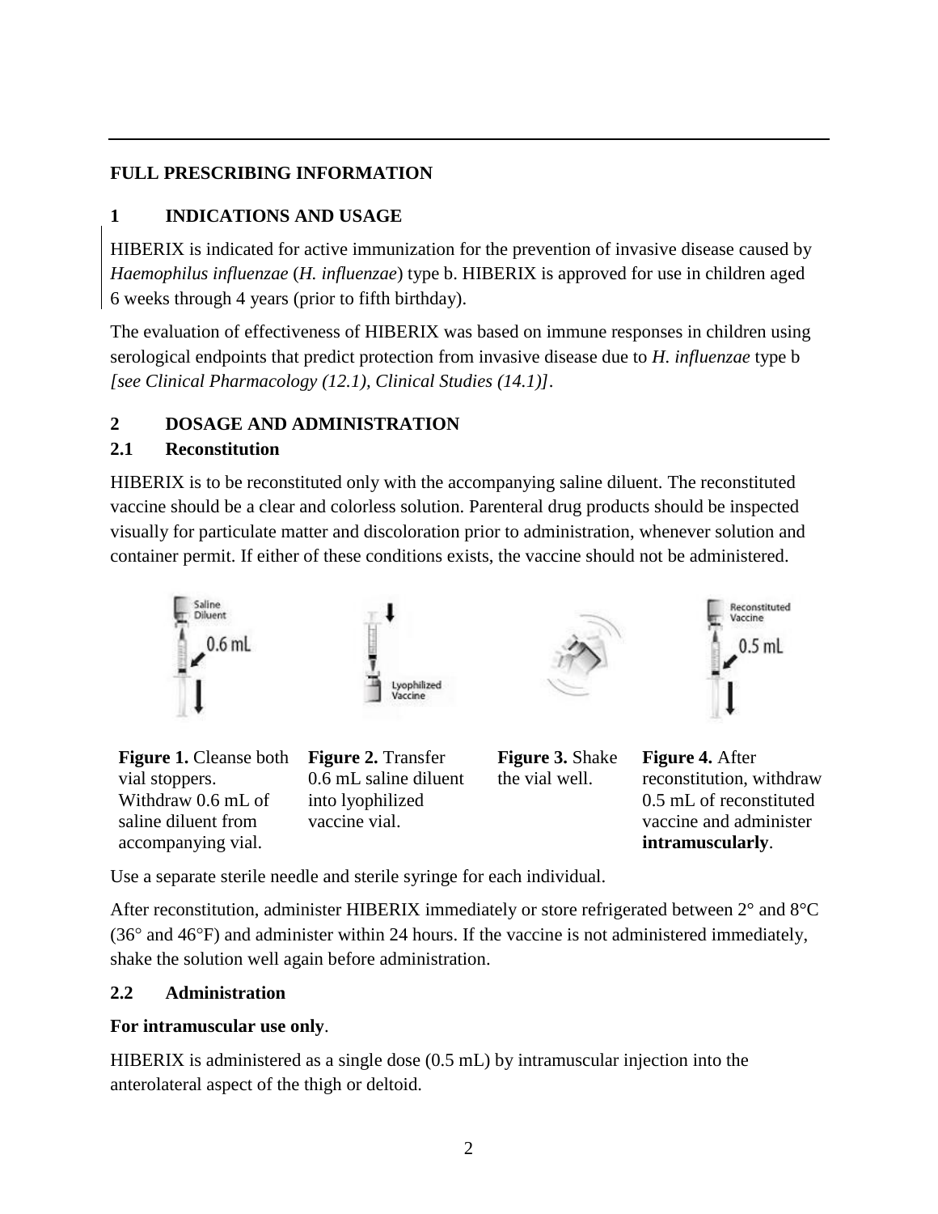# FULL PRESCRIBING INFORMATION

## 1 INDICATIONS AND USAGE

HIBERIX is indicated for active immunization for the prevention of invasive disease caused by *Haemophilus influenzae* (*H. influenzae*) type b. HIBERIX is approved for use in children aged 6 weeks through 4 years (prior to fifth birthday).

The evaluation of effectiveness of HIBERIX was based on immune responses in children using serological endpoints that predict protection from invasive disease due to *H. influenzae* type b *[see Clinical Pharmacology (12.1), Clinical Studies (14.1)]*.

## 2 DOSAGE AND ADMINISTRATION

### 2.1 Reconstitution

HIBERIX is to be reconstituted only with the accompanying saline diluent. The reconstituted vaccine should be a clear and colorless solution. Parenteral drug products should be inspected visually for particulate matter and discoloration prior to administration, whenever solution and container permit. If either of these conditions exists, the vaccine should not be administered.

**Figure 1.** Cleanse both vial stoppers. Withdraw 0.6 mL of saline diluent from accompanying vial.

**Figure 2.** Transfer 0.6 mL saline diluent into lyophilized vaccine vial.

**Figure 3.** Shake the vial well.

**Figure 4.** After reconstitution, withdraw 0.5 mL of reconstituted vaccine and administer **intramuscularly**.

Use a separate sterile needle and sterile syringe for each individual.

After reconstitution, administer HIBERIX immediately or store refrigerated between 2° and 8°C (36° and 46°F) and administer within 24 hours. If the vaccine is not administered immediately, shake the solution well again before administration.

### 2.2 Administration

**For intramuscular use only**.

HIBERIX is administered as a single dose (0.5 mL) by intramuscular injection into the anterolateral aspect of the thigh or deltoid.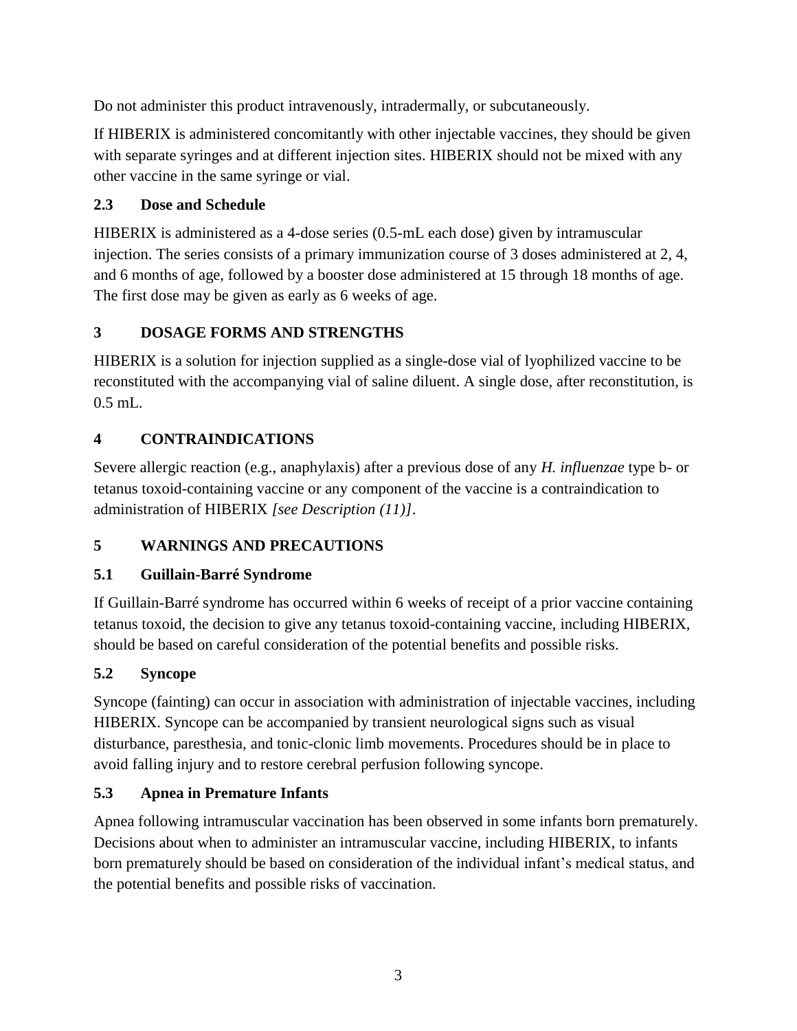Do not administer this product intravenously, intradermally, or subcutaneously.

If HIBERIX is administered concomitantly with other injectable vaccines, they should be given with separate syringes and at different injection sites. HIBERIX should not be mixed with any other vaccine in the same syringe or vial.

### 2.3 Dose and Schedule

HIBERIX is administered as a 4-dose series (0.5-mL each dose) given by intramuscular injection. The series consists of a primary immunization course of 3 doses administered at 2, 4, and 6 months of age, followed by a booster dose administered at 15 through 18 months of age. The first dose may be given as early as 6 weeks of age.

## 3 DOSAGE FORMS AND STRENGTHS

HIBERIX is a solution for injection supplied as a single-dose vial of lyophilized vaccine to be reconstituted with the accompanying vial of saline diluent. A single dose, after reconstitution, is 0.5 mL.

## 4 CONTRAINDICATIONS

Severe allergic reaction (e.g., anaphylaxis) after a previous dose of any *H. influenzae* type b- or tetanus toxoid-containing vaccine or any component of the vaccine is a contraindication to administration of HIBERIX *[see Description (11)]*.

## 5 WARNINGS AND PRECAUTIONS

### 5.1 Guillain-Barré Syndrome

If Guillain-Barré syndrome has occurred within 6 weeks of receipt of a prior vaccine containing tetanus toxoid, the decision to give any tetanus toxoid-containing vaccine, including HIBERIX, should be based on careful consideration of the potential benefits and possible risks.

### 5.2 Syncope

Syncope (fainting) can occur in association with administration of injectable vaccines, including HIBERIX. Syncope can be accompanied by transient neurological signs such as visual disturbance, paresthesia, and tonic-clonic limb movements. Procedures should be in place to avoid falling injury and to restore cerebral perfusion following syncope.

### 5.3 Apnea in Premature Infants

Apnea following intramuscular vaccination has been observed in some infants born prematurely. Decisions about when to administer an intramuscular vaccine, including HIBERIX, to infants born prematurely should be based on consideration of the individual infant's medical status, and the potential benefits and possible risks of vaccination.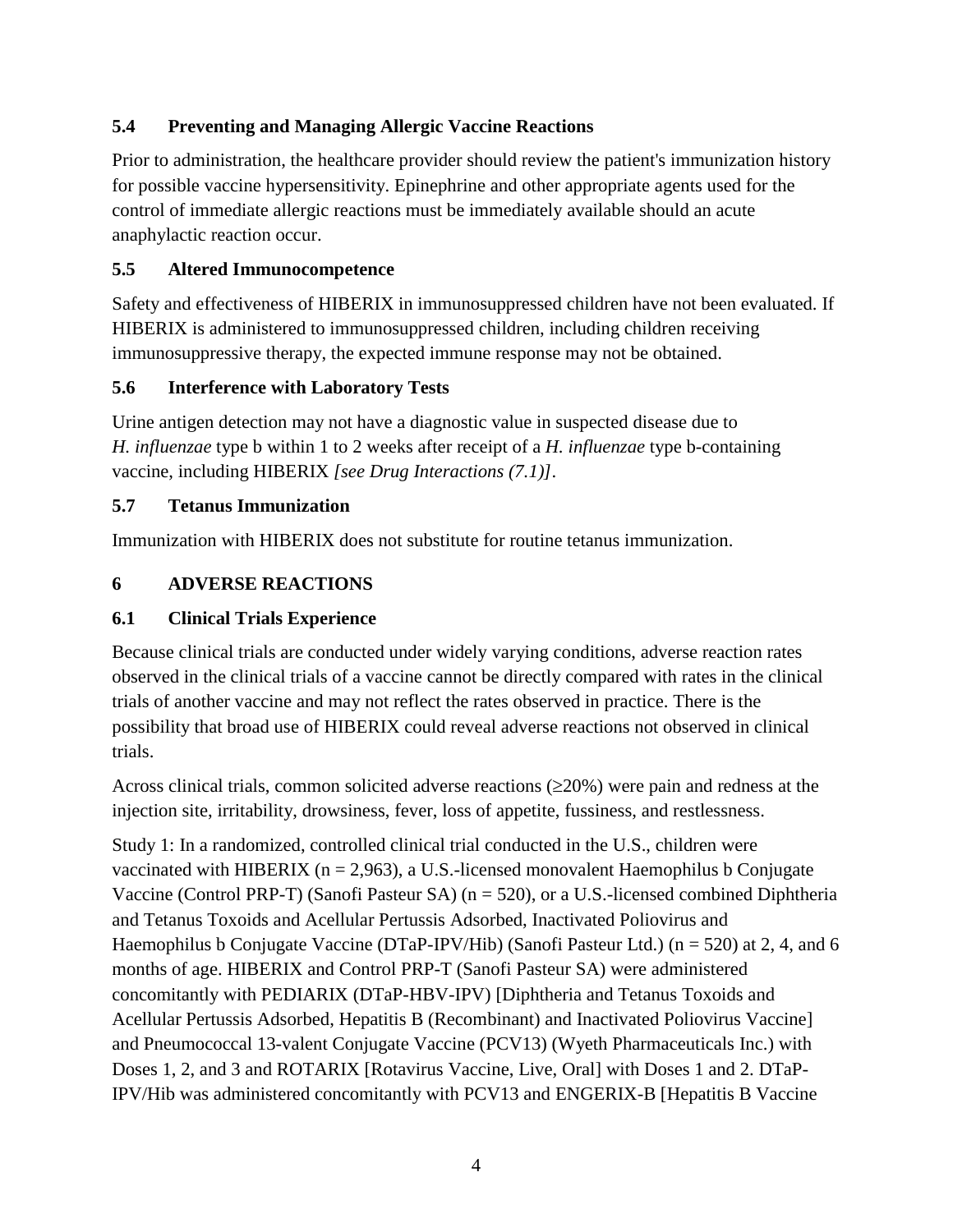## 5.4 Preventing and Managing Allergic Vaccine Reactions

Prior to administration, the healthcare provider should review the patient's immunization history for possible vaccine hypersensitivity. Epinephrine and other appropriate agents used for the control of immediate allergic reactions must be immediately available should an acute anaphylactic reaction occur.

## 5.5 Altered Immunocompetence

Safety and effectiveness of HIBERIX in immunosuppressed children have not been evaluated. If HIBERIX is administered to immunosuppressed children, including children receiving immunosuppressive therapy, the expected immune response may not be obtained.

## 5.6 Interference with Laboratory Tests

Urine antigen detection may not have a diagnostic value in suspected disease due to *H. influenzae* type b within 1 to 2 weeks after receipt of a *H. influenzae* type b-containing vaccine, including HIBERIX *[see Drug Interactions (7.1)]*.

## 5.7 Tetanus Immunization

Immunization with HIBERIX does not substitute for routine tetanus immunization.

# 6 ADVERSE REACTIONS

## 6.1 Clinical Trials Experience

Because clinical trials are conducted under widely varying conditions, adverse reaction rates observed in the clinical trials of a vaccine cannot be directly compared with rates in the clinical trials of another vaccine and may not reflect the rates observed in practice. There is the possibility that broad use of HIBERIX could reveal adverse reactions not observed in clinical trials.

Across clinical trials, common solicited adverse reactions (≥20%) were pain and redness at the injection site, irritability, drowsiness, fever, loss of appetite, fussiness, and restlessness.

Study 1: In a randomized, controlled clinical trial conducted in the U.S., children were vaccinated with HIBERIX (n = 2,963), a U.S.-licensed monovalent Haemophilus b Conjugate Vaccine (Control PRP-T) (Sanofi Pasteur SA) (n = 520), or a U.S.-licensed combined Diphtheria and Tetanus Toxoids and Acellular Pertussis Adsorbed, Inactivated Poliovirus and Haemophilus b Conjugate Vaccine (DTaP-IPV/Hib) (Sanofi Pasteur Ltd.) (n = 520) at 2, 4, and 6 months of age. HIBERIX and Control PRP-T (Sanofi Pasteur SA) were administered concomitantly with PEDIARIX (DTaP-HBV-IPV) [Diphtheria and Tetanus Toxoids and Acellular Pertussis Adsorbed, Hepatitis B (Recombinant) and Inactivated Poliovirus Vaccine] and Pneumococcal 13-valent Conjugate Vaccine (PCV13) (Wyeth Pharmaceuticals Inc.) with Doses 1, 2, and 3 and ROTARIX [Rotavirus Vaccine, Live, Oral] with Doses 1 and 2. DTaP-IPV/Hib was administered concomitantly with PCV13 and ENGERIX-B [Hepatitis B Vaccine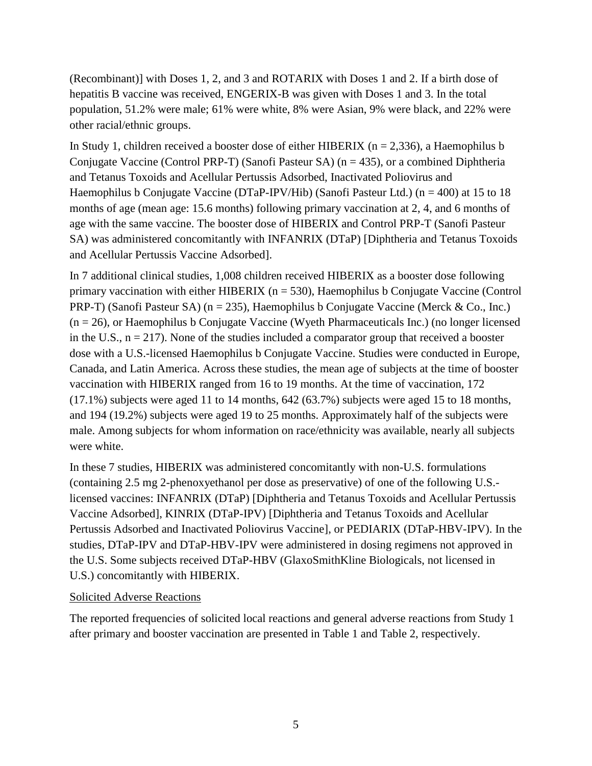(Recombinant)] with Doses 1, 2, and 3 and ROTARIX with Doses 1 and 2. If a birth dose of hepatitis B vaccine was received, ENGERIX-B was given with Doses 1 and 3. In the total population, 51.2% were male; 61% were white, 8% were Asian, 9% were black, and 22% were other racial/ethnic groups.

In Study 1, children received a booster dose of either HIBERIX (n = 2,336), a Haemophilus b Conjugate Vaccine (Control PRP-T) (Sanofi Pasteur SA) (n = 435), or a combined Diphtheria and Tetanus Toxoids and Acellular Pertussis Adsorbed, Inactivated Poliovirus and Haemophilus b Conjugate Vaccine (DTaP-IPV/Hib) (Sanofi Pasteur Ltd.) (n = 400) at 15 to 18 months of age (mean age: 15.6 months) following primary vaccination at 2, 4, and 6 months of age with the same vaccine. The booster dose of HIBERIX and Control PRP-T (Sanofi Pasteur SA) was administered concomitantly with INFANRIX (DTaP) [Diphtheria and Tetanus Toxoids and Acellular Pertussis Vaccine Adsorbed].

In 7 additional clinical studies, 1,008 children received HIBERIX as a booster dose following primary vaccination with either HIBERIX (n = 530), Haemophilus b Conjugate Vaccine (Control PRP-T) (Sanofi Pasteur SA) (n = 235), Haemophilus b Conjugate Vaccine (Merck & Co., Inc.) (n = 26), or Haemophilus b Conjugate Vaccine (Wyeth Pharmaceuticals Inc.) (no longer licensed in the U.S., n = 217). None of the studies included a comparator group that received a booster dose with a U.S.-licensed Haemophilus b Conjugate Vaccine. Studies were conducted in Europe, Canada, and Latin America. Across these studies, the mean age of subjects at the time of booster vaccination with HIBERIX ranged from 16 to 19 months. At the time of vaccination, 172 (17.1%) subjects were aged 11 to 14 months, 642 (63.7%) subjects were aged 15 to 18 months, and 194 (19.2%) subjects were aged 19 to 25 months. Approximately half of the subjects were male. Among subjects for whom information on race/ethnicity was available, nearly all subjects were white.

In these 7 studies, HIBERIX was administered concomitantly with non-U.S. formulations (containing 2.5 mg 2-phenoxyethanol per dose as preservative) of one of the following U.S.-licensed vaccines: INFANRIX (DTaP) [Diphtheria and Tetanus Toxoids and Acellular Pertussis Vaccine Adsorbed], KINRIX (DTaP-IPV) [Diphtheria and Tetanus Toxoids and Acellular Pertussis Adsorbed and Inactivated Poliovirus Vaccine], or PEDIARIX (DTaP-HBV-IPV). In the studies, DTaP-IPV and DTaP-HBV-IPV were administered in dosing regimens not approved in the U.S. Some subjects received DTaP-HBV (GlaxoSmithKline Biologicals, not licensed in U.S.) concomitantly with HIBERIX.

Solicited Adverse Reactions

The reported frequencies of solicited local reactions and general adverse reactions from Study 1 after primary and booster vaccination are presented in Table 1 and Table 2, respectively.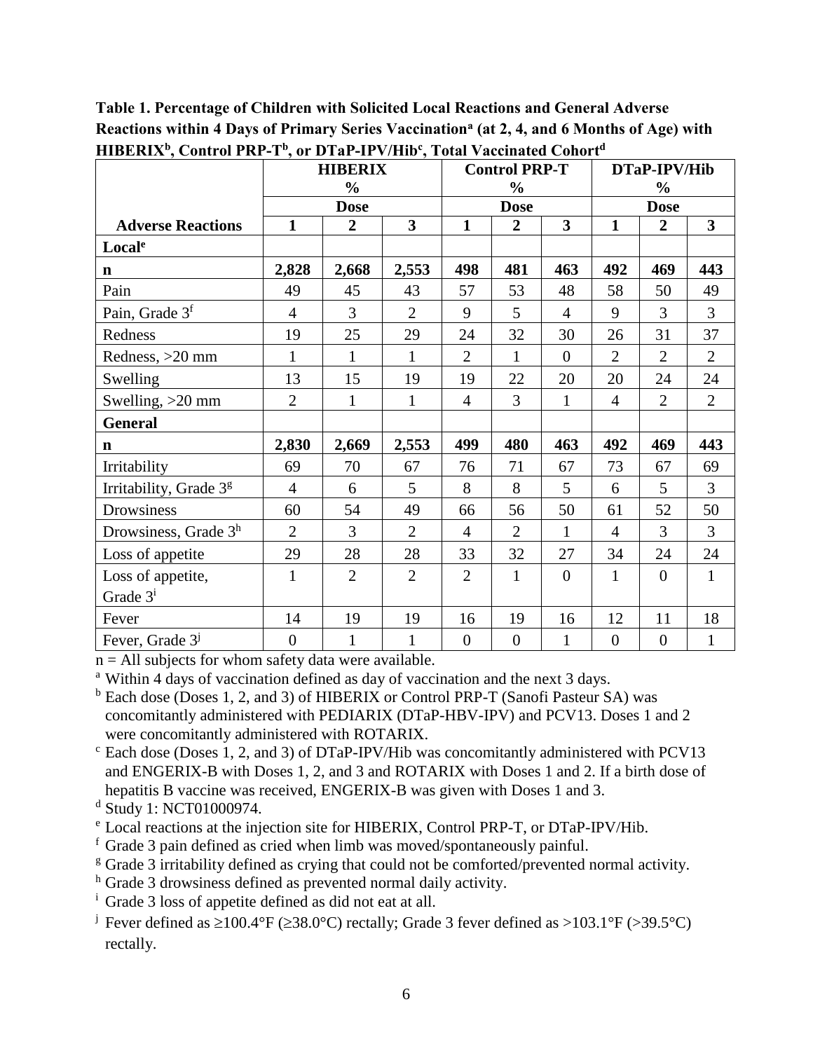**Table 1. Percentage of Children with Solicited Local Reactions and General Adverse Reactions within 4 Days of Primary Series Vaccination[a] (at 2, 4, and 6 Months of Age) with HIBERIX[b], Control PRP-T[b], or DTaP-IPV/Hib[c], Total Vaccinated Cohort[d]**

| | HIBERIX % | | | Control PRP-T % | | | DTaP-IPV/Hib % | | |
|---|---|---|---|---|---|---|---|---|---|
| | Dose | | | Dose | | | Dose | | |
| **Adverse Reactions** | **1** | **2** | **3** | **1** | **2** | **3** | **1** | **2** | **3** |
| **Local[e]** | | | | | | | | | |
| **n** | **2,828** | **2,668** | **2,553** | **498** | **481** | **463** | **492** | **469** | **443** |
| Pain | 49 | 45 | 43 | 57 | 53 | 48 | 58 | 50 | 49 |
| Pain, Grade 3[f] | 4 | 3 | 2 | 9 | 5 | 4 | 9 | 3 | 3 |
| Redness | 19 | 25 | 29 | 24 | 32 | 30 | 26 | 31 | 37 |
| Redness, >20 mm | 1 | 1 | 1 | 2 | 1 | 0 | 2 | 2 | 2 |
| Swelling | 13 | 15 | 19 | 19 | 22 | 20 | 20 | 24 | 24 |
| Swelling, >20 mm | 2 | 1 | 1 | 4 | 3 | 1 | 4 | 2 | 2 |
| **General** | | | | | | | | | |
| **n** | **2,830** | **2,669** | **2,553** | **499** | **480** | **463** | **492** | **469** | **443** |
| Irritability | 69 | 70 | 67 | 76 | 71 | 67 | 73 | 67 | 69 |
| Irritability, Grade 3[g] | 4 | 6 | 5 | 8 | 8 | 5 | 6 | 5 | 3 |
| Drowsiness | 60 | 54 | 49 | 66 | 56 | 50 | 61 | 52 | 50 |
| Drowsiness, Grade 3[h] | 2 | 3 | 2 | 4 | 2 | 1 | 4 | 3 | 3 |
| Loss of appetite | 29 | 28 | 28 | 33 | 32 | 27 | 34 | 24 | 24 |
| Loss of appetite, Grade 3[i] | 1 | 2 | 2 | 2 | 1 | 0 | 1 | 0 | 1 |
| Fever | 14 | 19 | 19 | 16 | 19 | 16 | 12 | 11 | 18 |
| Fever, Grade 3[j] | 0 | 1 | 1 | 0 | 0 | 1 | 0 | 0 | 1 |

n = All subjects for whom safety data were available.

[a] Within 4 days of vaccination defined as day of vaccination and the next 3 days.

[b] Each dose (Doses 1, 2, and 3) of HIBERIX or Control PRP-T (Sanofi Pasteur SA) was concomitantly administered with PEDIARIX (DTaP-HBV-IPV) and PCV13. Doses 1 and 2 were concomitantly administered with ROTARIX.

[c] Each dose (Doses 1, 2, and 3) of DTaP-IPV/Hib was concomitantly administered with PCV13 and ENGERIX-B with Doses 1, 2, and 3 and ROTARIX with Doses 1 and 2. If a birth dose of hepatitis B vaccine was received, ENGERIX-B was given with Doses 1 and 3.

[d] Study 1: NCT01000974.

[e] Local reactions at the injection site for HIBERIX, Control PRP-T, or DTaP-IPV/Hib.

[f] Grade 3 pain defined as cried when limb was moved/spontaneously painful.

[g] Grade 3 irritability defined as crying that could not be comforted/prevented normal activity.

[h] Grade 3 drowsiness defined as prevented normal daily activity.

[i] Grade 3 loss of appetite defined as did not eat at all.

[j] Fever defined as ≥100.4°F (≥38.0°C) rectally; Grade 3 fever defined as >103.1°F (>39.5°C) rectally.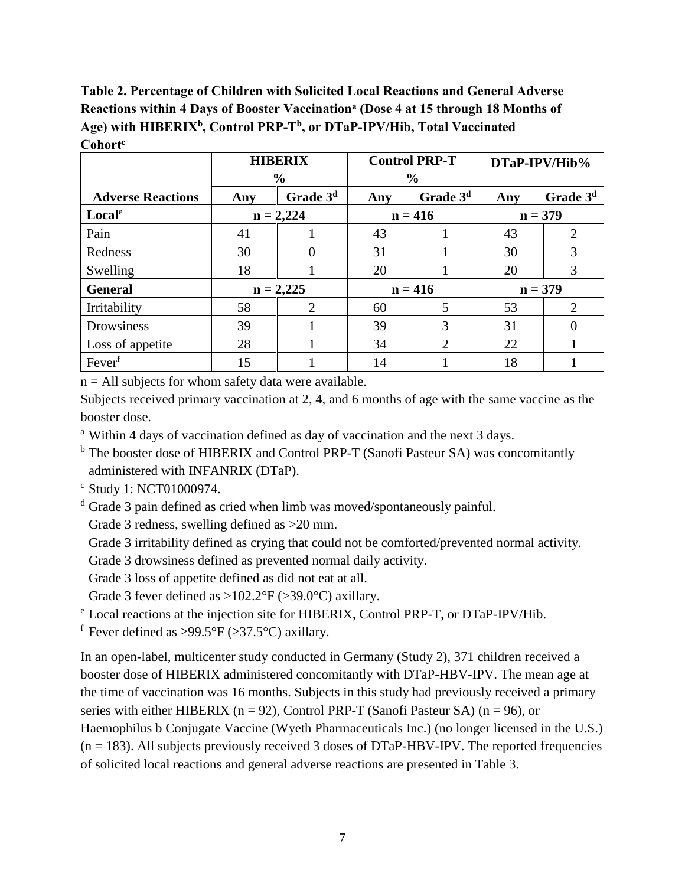**Table 2. Percentage of Children with Solicited Local Reactions and General Adverse Reactions within 4 Days of Booster Vaccination[a] (Dose 4 at 15 through 18 Months of Age) with HIBERIX[b], Control PRP-T[b], or DTaP-IPV/Hib, Total Vaccinated Cohort[c]**

| | HIBERIX % | | Control PRP-T % | | DTaP-IPV/Hib% | |
|---|---|---|---|---|---|---|
| **Adverse Reactions** | **Any** | **Grade 3[d]** | **Any** | **Grade 3[d]** | **Any** | **Grade 3[d]** |
| **Local[e]** | n = 2,224 | | n = 416 | | n = 379 | |
| Pain | 41 | 1 | 43 | 1 | 43 | 2 |
| Redness | 30 | 0 | 31 | 1 | 30 | 3 |
| Swelling | 18 | 1 | 20 | 1 | 20 | 3 |
| **General** | n = 2,225 | | n = 416 | | n = 379 | |
| Irritability | 58 | 2 | 60 | 5 | 53 | 2 |
| Drowsiness | 39 | 1 | 39 | 3 | 31 | 0 |
| Loss of appetite | 28 | 1 | 34 | 2 | 22 | 1 |
| Fever[f] | 15 | 1 | 14 | 1 | 18 | 1 |

n = All subjects for whom safety data were available.

Subjects received primary vaccination at 2, 4, and 6 months of age with the same vaccine as the booster dose.

[a] Within 4 days of vaccination defined as day of vaccination and the next 3 days.

[b] The booster dose of HIBERIX and Control PRP-T (Sanofi Pasteur SA) was concomitantly administered with INFANRIX (DTaP).

[c] Study 1: NCT01000974.

[d] Grade 3 pain defined as cried when limb was moved/spontaneously painful.
Grade 3 redness, swelling defined as >20 mm.
Grade 3 irritability defined as crying that could not be comforted/prevented normal activity.
Grade 3 drowsiness defined as prevented normal daily activity.
Grade 3 loss of appetite defined as did not eat at all.
Grade 3 fever defined as >102.2°F (>39.0°C) axillary.

[e] Local reactions at the injection site for HIBERIX, Control PRP-T, or DTaP-IPV/Hib.

[f] Fever defined as ≥99.5°F (≥37.5°C) axillary.

In an open-label, multicenter study conducted in Germany (Study 2), 371 children received a booster dose of HIBERIX administered concomitantly with DTaP-HBV-IPV. The mean age at the time of vaccination was 16 months. Subjects in this study had previously received a primary series with either HIBERIX (n = 92), Control PRP-T (Sanofi Pasteur SA) (n = 96), or Haemophilus b Conjugate Vaccine (Wyeth Pharmaceuticals Inc.) (no longer licensed in the U.S.) (n = 183). All subjects previously received 3 doses of DTaP-HBV-IPV. The reported frequencies of solicited local reactions and general adverse reactions are presented in Table 3.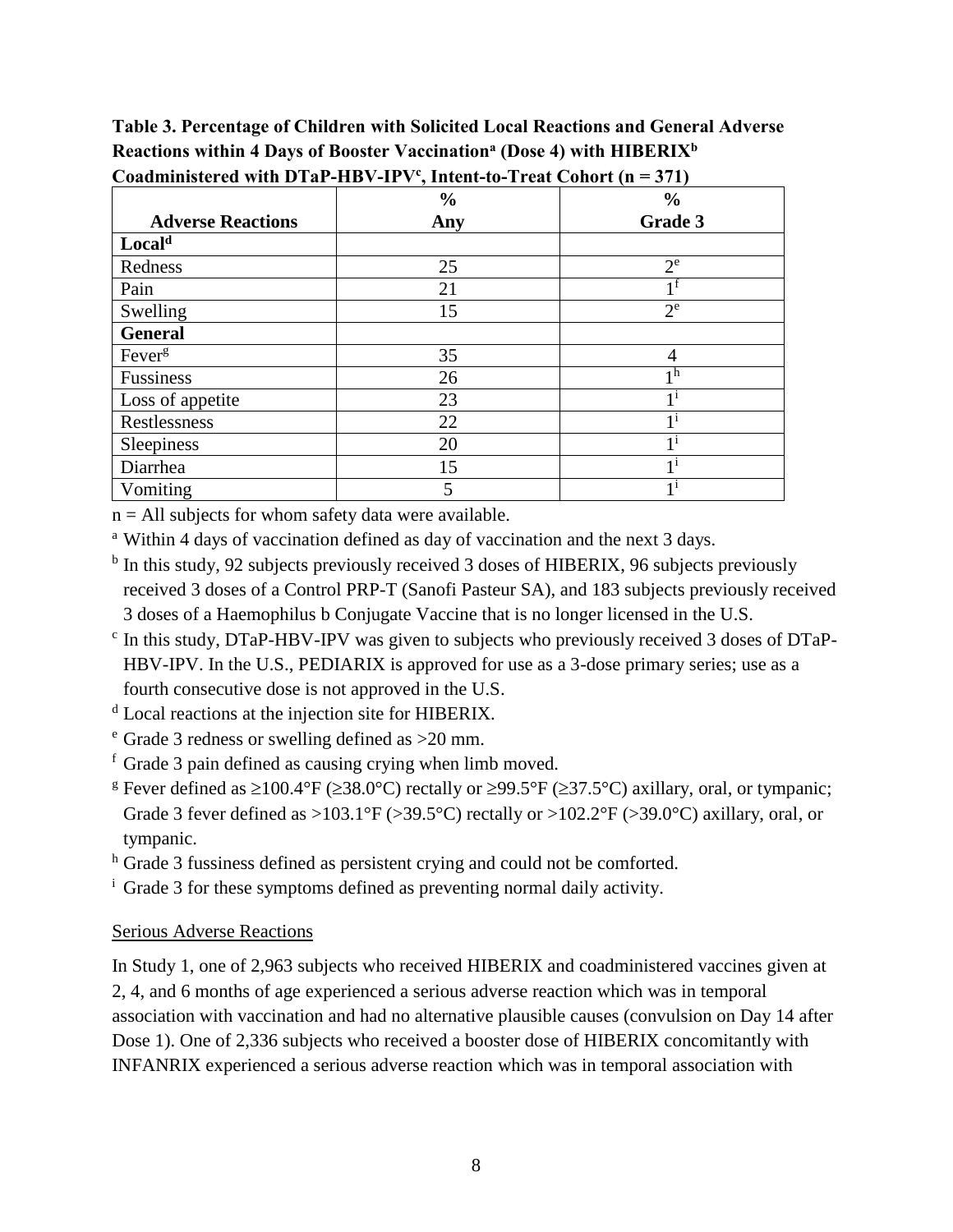**Table 3. Percentage of Children with Solicited Local Reactions and General Adverse Reactions within 4 Days of Booster Vaccination[a] (Dose 4) with HIBERIX[b] Coadministered with DTaP-HBV-IPV[c], Intent-to-Treat Cohort (n = 371)**

| Adverse Reactions | % Any | % Grade 3 |
|---|---|---|
| **Local[d]** | | |
| Redness | 25 | 2[e] |
| Pain | 21 | 1[f] |
| Swelling | 15 | 2[e] |
| **General** | | |
| Fever[g] | 35 | 4 |
| Fussiness | 26 | 1[h] |
| Loss of appetite | 23 | 1[i] |
| Restlessness | 22 | 1[i] |
| Sleepiness | 20 | 1[i] |
| Diarrhea | 15 | 1[i] |
| Vomiting | 5 | 1[i] |

n = All subjects for whom safety data were available.

[a] Within 4 days of vaccination defined as day of vaccination and the next 3 days.

[b] In this study, 92 subjects previously received 3 doses of HIBERIX, 96 subjects previously received 3 doses of a Control PRP-T (Sanofi Pasteur SA), and 183 subjects previously received 3 doses of a Haemophilus b Conjugate Vaccine that is no longer licensed in the U.S.

[c] In this study, DTaP-HBV-IPV was given to subjects who previously received 3 doses of DTaP-HBV-IPV. In the U.S., PEDIARIX is approved for use as a 3-dose primary series; use as a fourth consecutive dose is not approved in the U.S.

[d] Local reactions at the injection site for HIBERIX.

[e] Grade 3 redness or swelling defined as >20 mm.

[f] Grade 3 pain defined as causing crying when limb moved.

[g] Fever defined as ≥100.4°F (≥38.0°C) rectally or ≥99.5°F (≥37.5°C) axillary, oral, or tympanic; Grade 3 fever defined as >103.1°F (>39.5°C) rectally or >102.2°F (>39.0°C) axillary, oral, or tympanic.

[h] Grade 3 fussiness defined as persistent crying and could not be comforted.

[i] Grade 3 for these symptoms defined as preventing normal daily activity.

Serious Adverse Reactions

In Study 1, one of 2,963 subjects who received HIBERIX and coadministered vaccines given at 2, 4, and 6 months of age experienced a serious adverse reaction which was in temporal association with vaccination and had no alternative plausible causes (convulsion on Day 14 after Dose 1). One of 2,336 subjects who received a booster dose of HIBERIX concomitantly with INFANRIX experienced a serious adverse reaction which was in temporal association with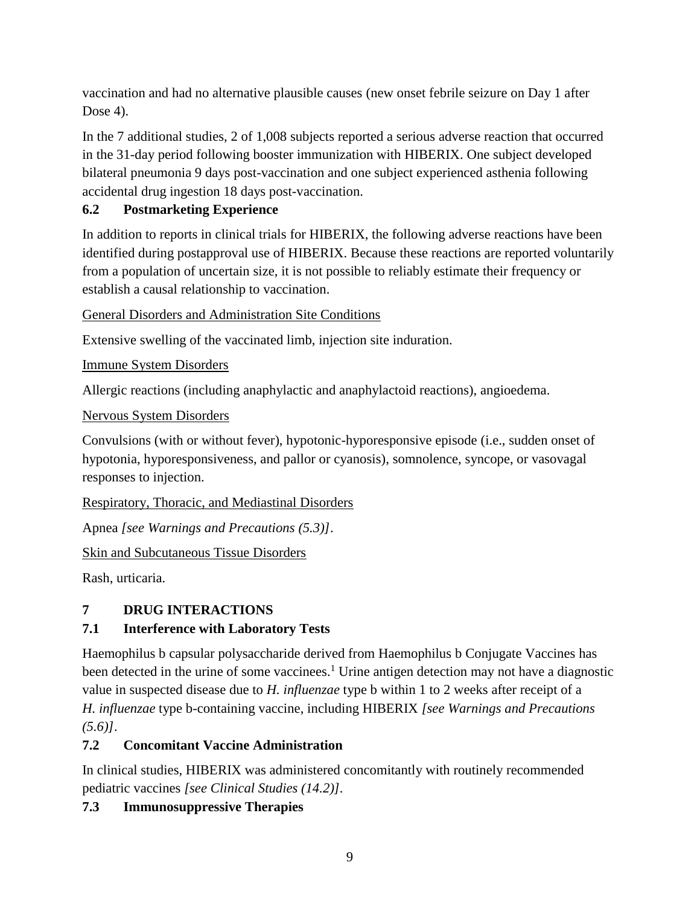vaccination and had no alternative plausible causes (new onset febrile seizure on Day 1 after Dose 4).

In the 7 additional studies, 2 of 1,008 subjects reported a serious adverse reaction that occurred in the 31-day period following booster immunization with HIBERIX. One subject developed bilateral pneumonia 9 days post-vaccination and one subject experienced asthenia following accidental drug ingestion 18 days post-vaccination.

### 6.2 Postmarketing Experience

In addition to reports in clinical trials for HIBERIX, the following adverse reactions have been identified during postapproval use of HIBERIX. Because these reactions are reported voluntarily from a population of uncertain size, it is not possible to reliably estimate their frequency or establish a causal relationship to vaccination.

<u>General Disorders and Administration Site Conditions</u>

Extensive swelling of the vaccinated limb, injection site induration.

<u>Immune System Disorders</u>

Allergic reactions (including anaphylactic and anaphylactoid reactions), angioedema.

<u>Nervous System Disorders</u>

Convulsions (with or without fever), hypotonic-hyporesponsive episode (i.e., sudden onset of hypotonia, hyporesponsiveness, and pallor or cyanosis), somnolence, syncope, or vasovagal responses to injection.

<u>Respiratory, Thoracic, and Mediastinal Disorders</u>

Apnea *[see Warnings and Precautions (5.3)]*.

<u>Skin and Subcutaneous Tissue Disorders</u>

Rash, urticaria.

## 7 DRUG INTERACTIONS

### 7.1 Interference with Laboratory Tests

Haemophilus b capsular polysaccharide derived from Haemophilus b Conjugate Vaccines has been detected in the urine of some vaccinees.[1] Urine antigen detection may not have a diagnostic value in suspected disease due to *H. influenzae* type b within 1 to 2 weeks after receipt of a *H. influenzae* type b-containing vaccine, including HIBERIX *[see Warnings and Precautions (5.6)]*.

### 7.2 Concomitant Vaccine Administration

In clinical studies, HIBERIX was administered concomitantly with routinely recommended pediatric vaccines *[see Clinical Studies (14.2)]*.

### 7.3 Immunosuppressive Therapies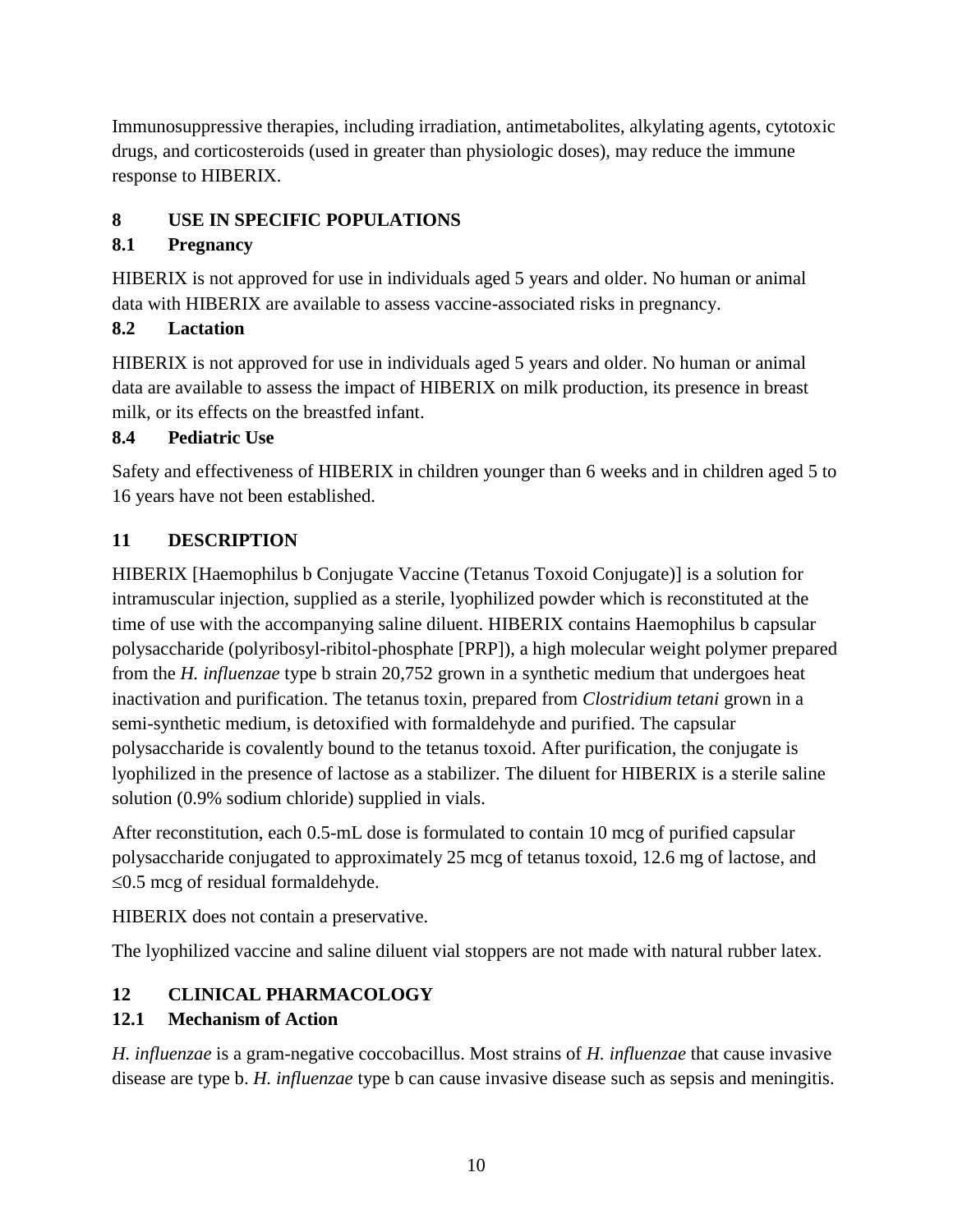Immunosuppressive therapies, including irradiation, antimetabolites, alkylating agents, cytotoxic drugs, and corticosteroids (used in greater than physiologic doses), may reduce the immune response to HIBERIX.

## 8 USE IN SPECIFIC POPULATIONS

### 8.1 Pregnancy

HIBERIX is not approved for use in individuals aged 5 years and older. No human or animal data with HIBERIX are available to assess vaccine-associated risks in pregnancy.

### 8.2 Lactation

HIBERIX is not approved for use in individuals aged 5 years and older. No human or animal data are available to assess the impact of HIBERIX on milk production, its presence in breast milk, or its effects on the breastfed infant.

### 8.4 Pediatric Use

Safety and effectiveness of HIBERIX in children younger than 6 weeks and in children aged 5 to 16 years have not been established.

## 11 DESCRIPTION

HIBERIX [Haemophilus b Conjugate Vaccine (Tetanus Toxoid Conjugate)] is a solution for intramuscular injection, supplied as a sterile, lyophilized powder which is reconstituted at the time of use with the accompanying saline diluent. HIBERIX contains Haemophilus b capsular polysaccharide (polyribosyl-ribitol-phosphate [PRP]), a high molecular weight polymer prepared from the *H. influenzae* type b strain 20,752 grown in a synthetic medium that undergoes heat inactivation and purification. The tetanus toxin, prepared from *Clostridium tetani* grown in a semi-synthetic medium, is detoxified with formaldehyde and purified. The capsular polysaccharide is covalently bound to the tetanus toxoid. After purification, the conjugate is lyophilized in the presence of lactose as a stabilizer. The diluent for HIBERIX is a sterile saline solution (0.9% sodium chloride) supplied in vials.

After reconstitution, each 0.5-mL dose is formulated to contain 10 mcg of purified capsular polysaccharide conjugated to approximately 25 mcg of tetanus toxoid, 12.6 mg of lactose, and ≤0.5 mcg of residual formaldehyde.

HIBERIX does not contain a preservative.

The lyophilized vaccine and saline diluent vial stoppers are not made with natural rubber latex.

## 12 CLINICAL PHARMACOLOGY

### 12.1 Mechanism of Action

*H. influenzae* is a gram-negative coccobacillus. Most strains of *H. influenzae* that cause invasive disease are type b. *H. influenzae* type b can cause invasive disease such as sepsis and meningitis.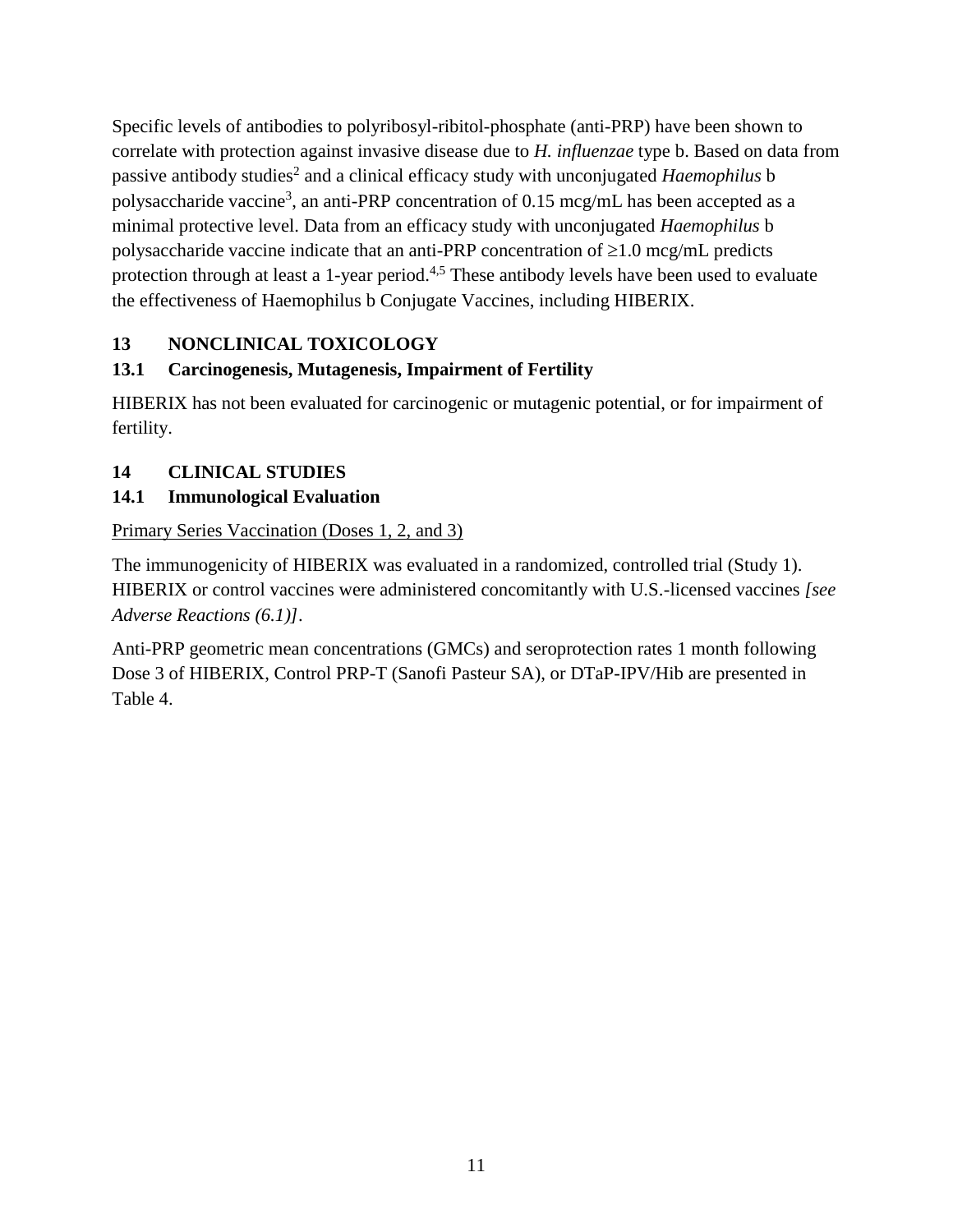Specific levels of antibodies to polyribosyl-ribitol-phosphate (anti-PRP) have been shown to correlate with protection against invasive disease due to *H. influenzae* type b. Based on data from passive antibody studies[2] and a clinical efficacy study with unconjugated *Haemophilus* b polysaccharide vaccine[3], an anti-PRP concentration of 0.15 mcg/mL has been accepted as a minimal protective level. Data from an efficacy study with unconjugated *Haemophilus* b polysaccharide vaccine indicate that an anti-PRP concentration of ≥1.0 mcg/mL predicts protection through at least a 1-year period.[4,5] These antibody levels have been used to evaluate the effectiveness of Haemophilus b Conjugate Vaccines, including HIBERIX.

## 13 NONCLINICAL TOXICOLOGY

### 13.1 Carcinogenesis, Mutagenesis, Impairment of Fertility

HIBERIX has not been evaluated for carcinogenic or mutagenic potential, or for impairment of fertility.

## 14 CLINICAL STUDIES

### 14.1 Immunological Evaluation

<u>Primary Series Vaccination (Doses 1, 2, and 3)</u>

The immunogenicity of HIBERIX was evaluated in a randomized, controlled trial (Study 1). HIBERIX or control vaccines were administered concomitantly with U.S.-licensed vaccines *[see Adverse Reactions (6.1)]*.

Anti-PRP geometric mean concentrations (GMCs) and seroprotection rates 1 month following Dose 3 of HIBERIX, Control PRP-T (Sanofi Pasteur SA), or DTaP-IPV/Hib are presented in Table 4.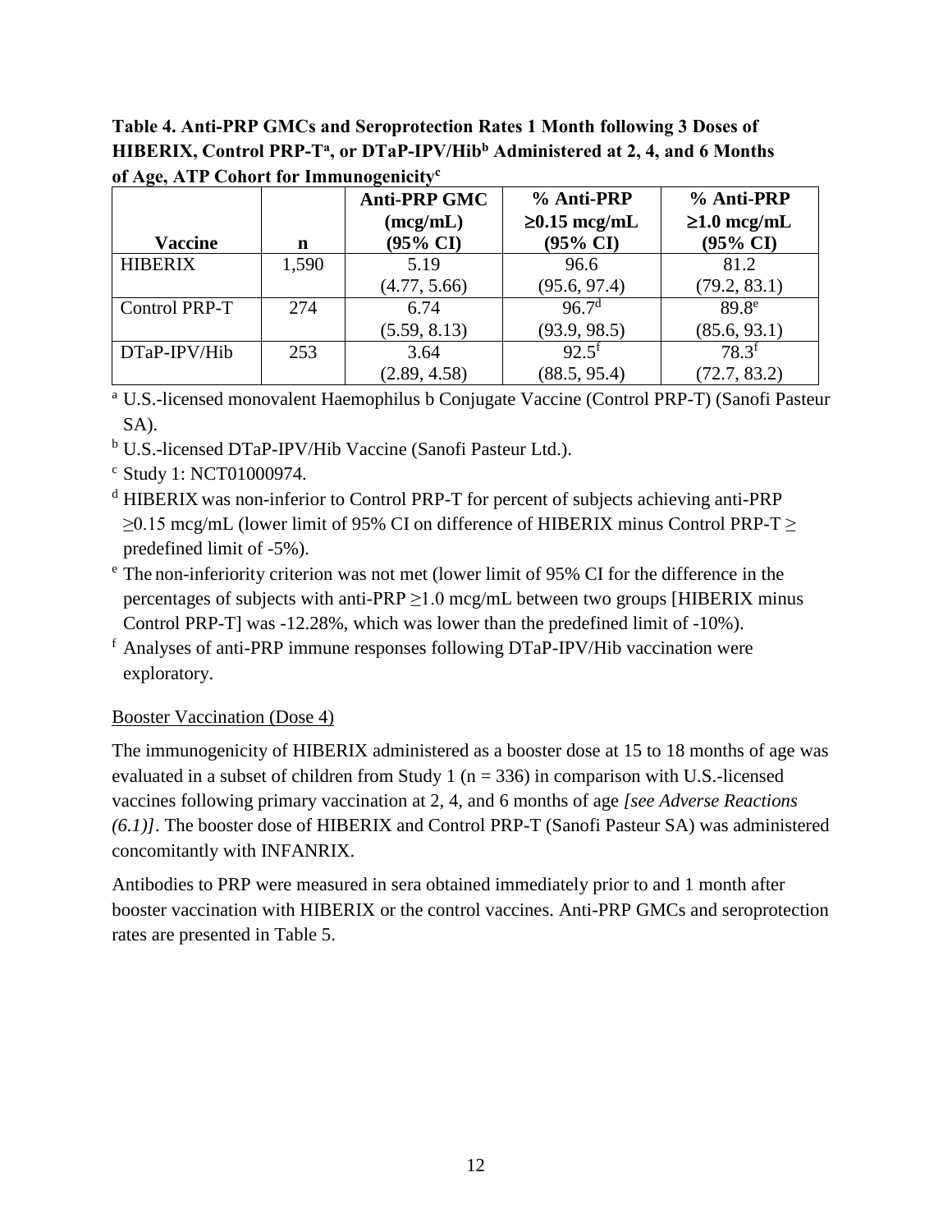**Table 4. Anti-PRP GMCs and Seroprotection Rates 1 Month following 3 Doses of HIBERIX, Control PRP-T[a], or DTaP-IPV/Hib[b] Administered at 2, 4, and 6 Months of Age, ATP Cohort for Immunogenicity[c]**

| Vaccine | n | Anti-PRP GMC (mcg/mL) (95% CI) | % Anti-PRP ≥0.15 mcg/mL (95% CI) | % Anti-PRP ≥1.0 mcg/mL (95% CI) |
|---|---|---|---|---|
| HIBERIX | 1,590 | 5.19 (4.77, 5.66) | 96.6 (95.6, 97.4) | 81.2 (79.2, 83.1) |
| Control PRP-T | 274 | 6.74 (5.59, 8.13) | 96.7[d] (93.9, 98.5) | 89.8[e] (85.6, 93.1) |
| DTaP-IPV/Hib | 253 | 3.64 (2.89, 4.58) | 92.5[f] (88.5, 95.4) | 78.3[f] (72.7, 83.2) |

[a] U.S.-licensed monovalent Haemophilus b Conjugate Vaccine (Control PRP-T) (Sanofi Pasteur SA).

[b] U.S.-licensed DTaP-IPV/Hib Vaccine (Sanofi Pasteur Ltd.).

[c] Study 1: NCT01000974.

[d] HIBERIX was non-inferior to Control PRP-T for percent of subjects achieving anti-PRP ≥0.15 mcg/mL (lower limit of 95% CI on difference of HIBERIX minus Control PRP-T ≥ predefined limit of -5%).

[e] The non-inferiority criterion was not met (lower limit of 95% CI for the difference in the percentages of subjects with anti-PRP ≥1.0 mcg/mL between two groups [HIBERIX minus Control PRP-T] was -12.28%, which was lower than the predefined limit of -10%).

[f] Analyses of anti-PRP immune responses following DTaP-IPV/Hib vaccination were exploratory.

Booster Vaccination (Dose 4)

The immunogenicity of HIBERIX administered as a booster dose at 15 to 18 months of age was evaluated in a subset of children from Study 1 (n = 336) in comparison with U.S.-licensed vaccines following primary vaccination at 2, 4, and 6 months of age *[see Adverse Reactions (6.1)]*. The booster dose of HIBERIX and Control PRP-T (Sanofi Pasteur SA) was administered concomitantly with INFANRIX.

Antibodies to PRP were measured in sera obtained immediately prior to and 1 month after booster vaccination with HIBERIX or the control vaccines. Anti-PRP GMCs and seroprotection rates are presented in Table 5.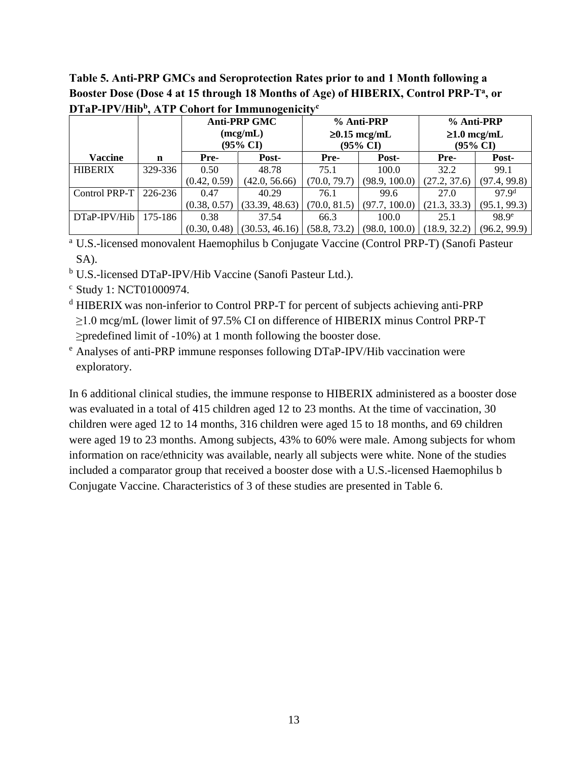**Table 5. Anti-PRP GMCs and Seroprotection Rates prior to and 1 Month following a Booster Dose (Dose 4 at 15 through 18 Months of Age) of HIBERIX, Control PRP-T[a], or DTaP-IPV/Hib[b], ATP Cohort for Immunogenicity[c]**

| | | Anti-PRP GMC (mcg/mL) (95% CI) | | % Anti-PRP ≥0.15 mcg/mL (95% CI) | | % Anti-PRP ≥1.0 mcg/mL (95% CI) | |
|---|---|---|---|---|---|---|---|
| **Vaccine** | **n** | **Pre-** | **Post-** | **Pre-** | **Post-** | **Pre-** | **Post-** |
| HIBERIX | 329-336 | 0.50 (0.42, 0.59) | 48.78 (42.0, 56.66) | 75.1 (70.0, 79.7) | 100.0 (98.9, 100.0) | 32.2 (27.2, 37.6) | 99.1 (97.4, 99.8) |
| Control PRP-T | 226-236 | 0.47 (0.38, 0.57) | 40.29 (33.39, 48.63) | 76.1 (70.0, 81.5) | 99.6 (97.7, 100.0) | 27.0 (21.3, 33.3) | 97.9[d] (95.1, 99.3) |
| DTaP-IPV/Hib | 175-186 | 0.38 (0.30, 0.48) | 37.54 (30.53, 46.16) | 66.3 (58.8, 73.2) | 100.0 (98.0, 100.0) | 25.1 (18.9, 32.2) | 98.9[e] (96.2, 99.9) |

[a] U.S.-licensed monovalent Haemophilus b Conjugate Vaccine (Control PRP-T) (Sanofi Pasteur SA).

[b] U.S.-licensed DTaP-IPV/Hib Vaccine (Sanofi Pasteur Ltd.).

[c] Study 1: NCT01000974.

[d] HIBERIX was non-inferior to Control PRP-T for percent of subjects achieving anti-PRP ≥1.0 mcg/mL (lower limit of 97.5% CI on difference of HIBERIX minus Control PRP-T ≥predefined limit of -10%) at 1 month following the booster dose.

[e] Analyses of anti-PRP immune responses following DTaP-IPV/Hib vaccination were exploratory.

In 6 additional clinical studies, the immune response to HIBERIX administered as a booster dose was evaluated in a total of 415 children aged 12 to 23 months. At the time of vaccination, 30 children were aged 12 to 14 months, 316 children were aged 15 to 18 months, and 69 children were aged 19 to 23 months. Among subjects, 43% to 60% were male. Among subjects for whom information on race/ethnicity was available, nearly all subjects were white. None of the studies included a comparator group that received a booster dose with a U.S.-licensed Haemophilus b Conjugate Vaccine. Characteristics of 3 of these studies are presented in Table 6.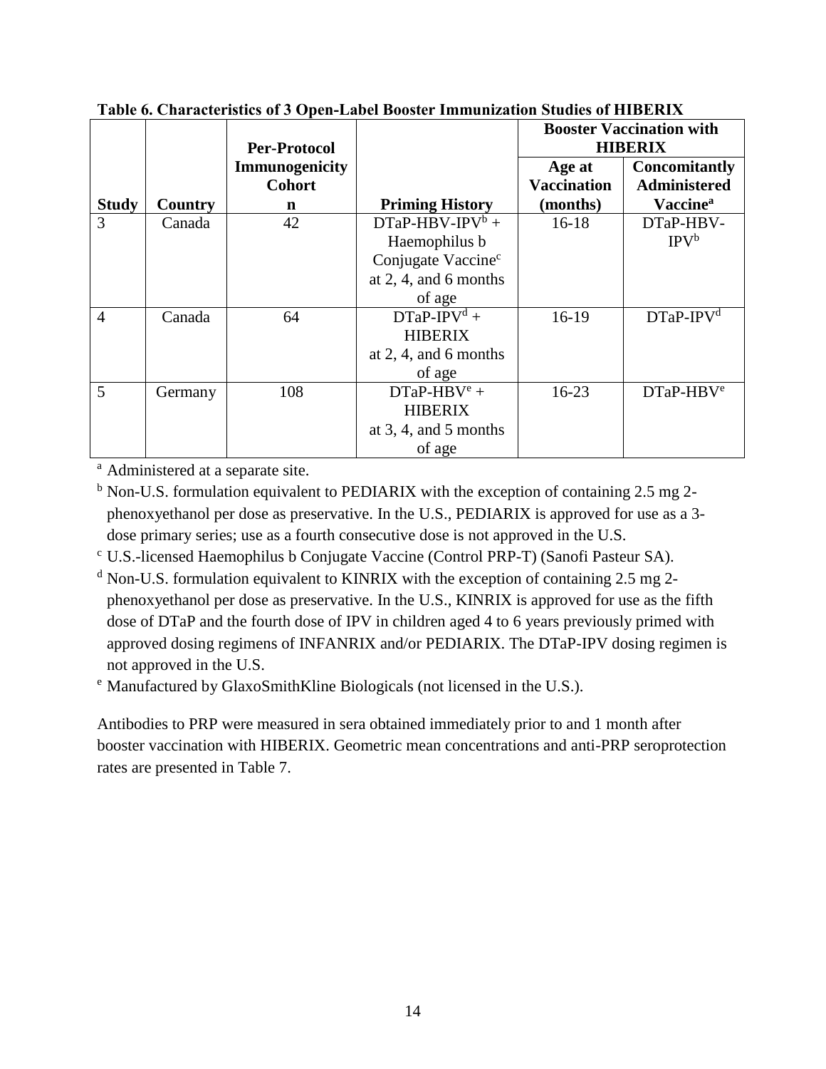**Table 6. Characteristics of 3 Open-Label Booster Immunization Studies of HIBERIX**

| Study | Country | Per-Protocol Immunogenicity Cohort n | Priming History | Booster Vaccination with HIBERIX | |
|---|---|---|---|---|---|
| | | | | Age at Vaccination (months) | Concomitantly Administered Vaccine[a] |
| 3 | Canada | 42 | DTaP-HBV-IPV[b] + Haemophilus b Conjugate Vaccine[c] at 2, 4, and 6 months of age | 16-18 | DTaP-HBV-IPV[b] |
| 4 | Canada | 64 | DTaP-IPV[d] + HIBERIX at 2, 4, and 6 months of age | 16-19 | DTaP-IPV[d] |
| 5 | Germany | 108 | DTaP-HBV[e] + HIBERIX at 3, 4, and 5 months of age | 16-23 | DTaP-HBV[e] |

[a] Administered at a separate site.

[b] Non-U.S. formulation equivalent to PEDIARIX with the exception of containing 2.5 mg 2-phenoxyethanol per dose as preservative. In the U.S., PEDIARIX is approved for use as a 3-dose primary series; use as a fourth consecutive dose is not approved in the U.S.

[c] U.S.-licensed Haemophilus b Conjugate Vaccine (Control PRP-T) (Sanofi Pasteur SA).

[d] Non-U.S. formulation equivalent to KINRIX with the exception of containing 2.5 mg 2-phenoxyethanol per dose as preservative. In the U.S., KINRIX is approved for use as the fifth dose of DTaP and the fourth dose of IPV in children aged 4 to 6 years previously primed with approved dosing regimens of INFANRIX and/or PEDIARIX. The DTaP-IPV dosing regimen is not approved in the U.S.

[e] Manufactured by GlaxoSmithKline Biologicals (not licensed in the U.S.).

Antibodies to PRP were measured in sera obtained immediately prior to and 1 month after booster vaccination with HIBERIX. Geometric mean concentrations and anti-PRP seroprotection rates are presented in Table 7.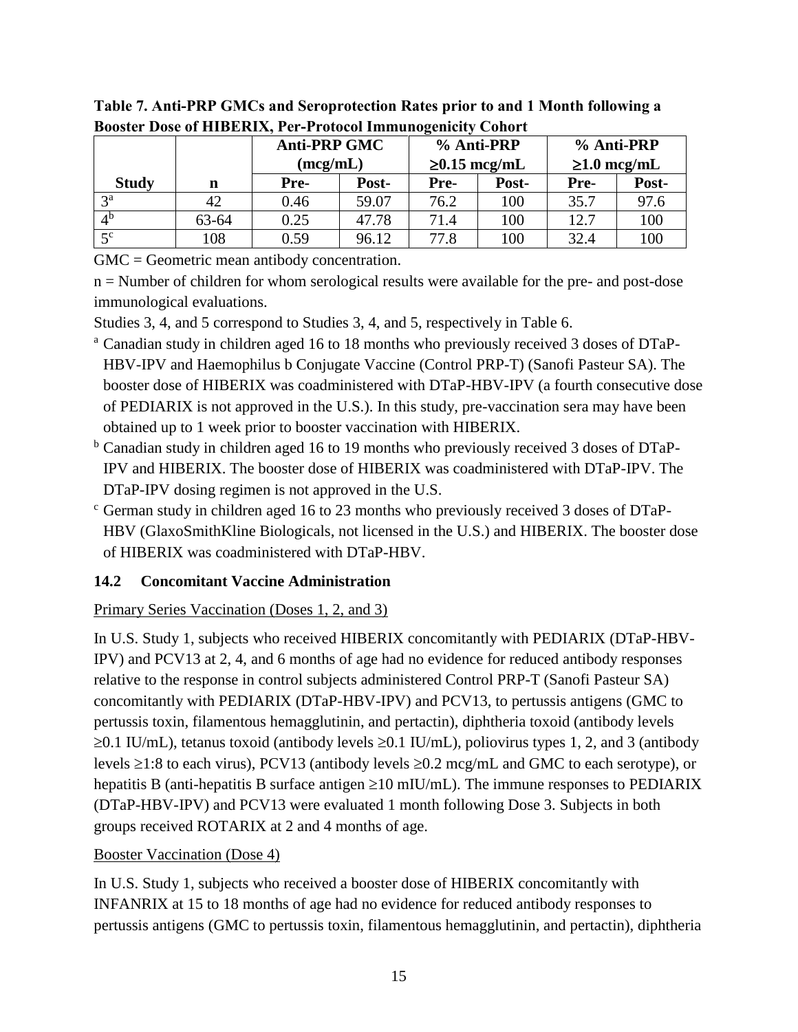**Table 7. Anti-PRP GMCs and Seroprotection Rates prior to and 1 Month following a Booster Dose of HIBERIX, Per-Protocol Immunogenicity Cohort**

| | | Anti-PRP GMC (mcg/mL) | | % Anti-PRP ≥0.15 mcg/mL | | % Anti-PRP ≥1.0 mcg/mL | |
|---|---|---|---|---|---|---|---|
| **Study** | **n** | **Pre-** | **Post-** | **Pre-** | **Post-** | **Pre-** | **Post-** |
| 3[a] | 42 | 0.46 | 59.07 | 76.2 | 100 | 35.7 | 97.6 |
| 4[b] | 63-64 | 0.25 | 47.78 | 71.4 | 100 | 12.7 | 100 |
| 5[c] | 108 | 0.59 | 96.12 | 77.8 | 100 | 32.4 | 100 |

GMC = Geometric mean antibody concentration.

n = Number of children for whom serological results were available for the pre- and post-dose immunological evaluations.

Studies 3, 4, and 5 correspond to Studies 3, 4, and 5, respectively in Table 6.

[a] Canadian study in children aged 16 to 18 months who previously received 3 doses of DTaP-HBV-IPV and Haemophilus b Conjugate Vaccine (Control PRP-T) (Sanofi Pasteur SA). The booster dose of HIBERIX was coadministered with DTaP-HBV-IPV (a fourth consecutive dose of PEDIARIX is not approved in the U.S.). In this study, pre-vaccination sera may have been obtained up to 1 week prior to booster vaccination with HIBERIX.

[b] Canadian study in children aged 16 to 19 months who previously received 3 doses of DTaP-IPV and HIBERIX. The booster dose of HIBERIX was coadministered with DTaP-IPV. The DTaP-IPV dosing regimen is not approved in the U.S.

[c] German study in children aged 16 to 23 months who previously received 3 doses of DTaP-HBV (GlaxoSmithKline Biologicals, not licensed in the U.S.) and HIBERIX. The booster dose of HIBERIX was coadministered with DTaP-HBV.

### 14.2 Concomitant Vaccine Administration

Primary Series Vaccination (Doses 1, 2, and 3)

In U.S. Study 1, subjects who received HIBERIX concomitantly with PEDIARIX (DTaP-HBV-IPV) and PCV13 at 2, 4, and 6 months of age had no evidence for reduced antibody responses relative to the response in control subjects administered Control PRP-T (Sanofi Pasteur SA) concomitantly with PEDIARIX (DTaP-HBV-IPV) and PCV13, to pertussis antigens (GMC to pertussis toxin, filamentous hemagglutinin, and pertactin), diphtheria toxoid (antibody levels ≥0.1 IU/mL), tetanus toxoid (antibody levels ≥0.1 IU/mL), poliovirus types 1, 2, and 3 (antibody levels ≥1:8 to each virus), PCV13 (antibody levels ≥0.2 mcg/mL and GMC to each serotype), or hepatitis B (anti-hepatitis B surface antigen ≥10 mIU/mL). The immune responses to PEDIARIX (DTaP-HBV-IPV) and PCV13 were evaluated 1 month following Dose 3. Subjects in both groups received ROTARIX at 2 and 4 months of age.

Booster Vaccination (Dose 4)

In U.S. Study 1, subjects who received a booster dose of HIBERIX concomitantly with INFANRIX at 15 to 18 months of age had no evidence for reduced antibody responses to pertussis antigens (GMC to pertussis toxin, filamentous hemagglutinin, and pertactin), diphtheria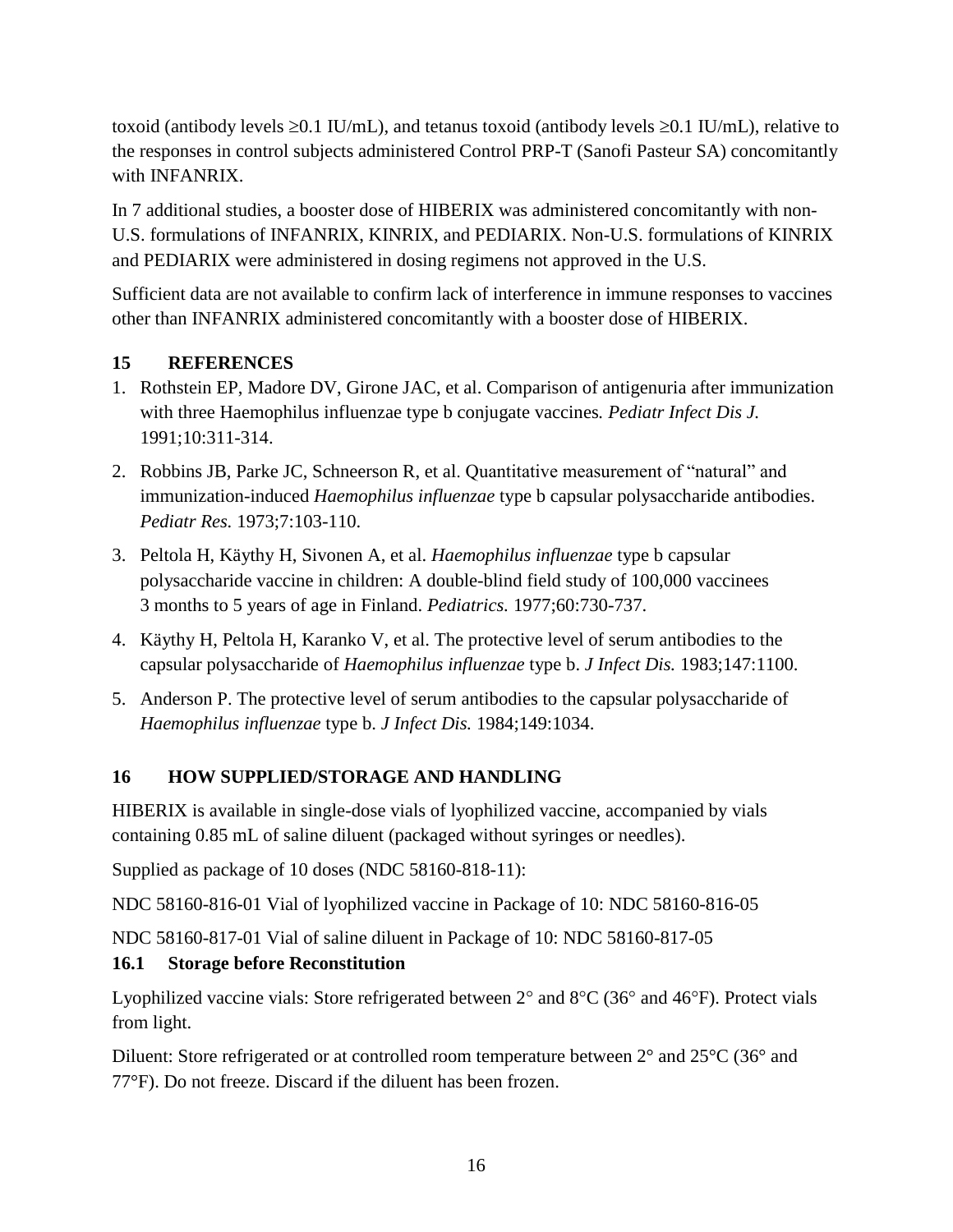toxoid (antibody levels ≥0.1 IU/mL), and tetanus toxoid (antibody levels ≥0.1 IU/mL), relative to the responses in control subjects administered Control PRP-T (Sanofi Pasteur SA) concomitantly with INFANRIX.

In 7 additional studies, a booster dose of HIBERIX was administered concomitantly with non-U.S. formulations of INFANRIX, KINRIX, and PEDIARIX. Non-U.S. formulations of KINRIX and PEDIARIX were administered in dosing regimens not approved in the U.S.

Sufficient data are not available to confirm lack of interference in immune responses to vaccines other than INFANRIX administered concomitantly with a booster dose of HIBERIX.

## 15 REFERENCES

1. Rothstein EP, Madore DV, Girone JAC, et al. Comparison of antigenuria after immunization with three Haemophilus influenzae type b conjugate vaccines. *Pediatr Infect Dis J.* 1991;10:311-314.
2. Robbins JB, Parke JC, Schneerson R, et al. Quantitative measurement of "natural" and immunization-induced *Haemophilus influenzae* type b capsular polysaccharide antibodies. *Pediatr Res.* 1973;7:103-110.
3. Peltola H, Käythy H, Sivonen A, et al. *Haemophilus influenzae* type b capsular polysaccharide vaccine in children: A double-blind field study of 100,000 vaccinees 3 months to 5 years of age in Finland. *Pediatrics.* 1977;60:730-737.
4. Käythy H, Peltola H, Karanko V, et al. The protective level of serum antibodies to the capsular polysaccharide of *Haemophilus influenzae* type b. *J Infect Dis.* 1983;147:1100.
5. Anderson P. The protective level of serum antibodies to the capsular polysaccharide of *Haemophilus influenzae* type b. *J Infect Dis.* 1984;149:1034.

## 16 HOW SUPPLIED/STORAGE AND HANDLING

HIBERIX is available in single-dose vials of lyophilized vaccine, accompanied by vials containing 0.85 mL of saline diluent (packaged without syringes or needles).

Supplied as package of 10 doses (NDC 58160-818-11):

NDC 58160-816-01 Vial of lyophilized vaccine in Package of 10: NDC 58160-816-05

NDC 58160-817-01 Vial of saline diluent in Package of 10: NDC 58160-817-05

### 16.1 Storage before Reconstitution

Lyophilized vaccine vials: Store refrigerated between 2° and 8°C (36° and 46°F). Protect vials from light.

Diluent: Store refrigerated or at controlled room temperature between 2° and 25°C (36° and 77°F). Do not freeze. Discard if the diluent has been frozen.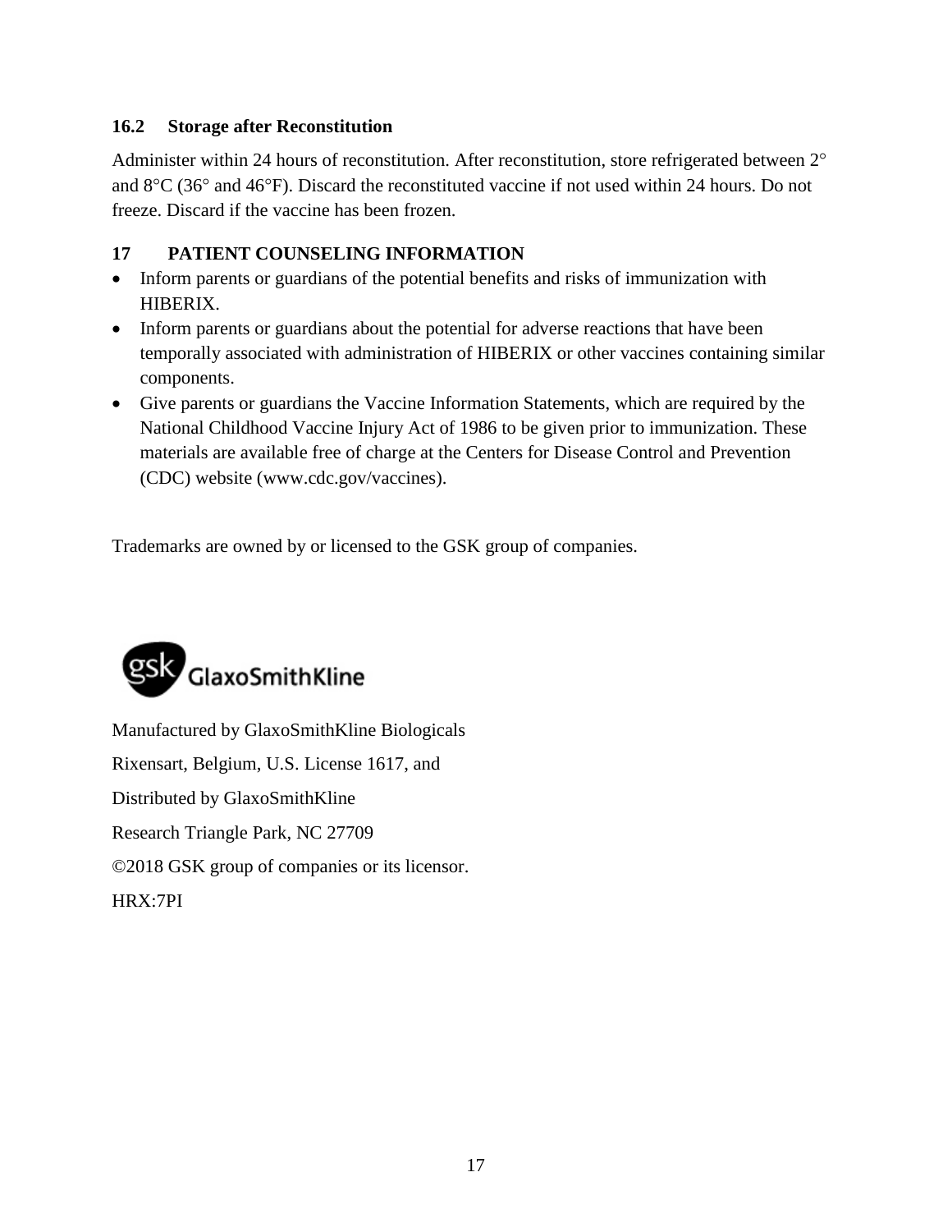### 16.2 Storage after Reconstitution

Administer within 24 hours of reconstitution. After reconstitution, store refrigerated between 2° and 8°C (36° and 46°F). Discard the reconstituted vaccine if not used within 24 hours. Do not freeze. Discard if the vaccine has been frozen.

## 17 PATIENT COUNSELING INFORMATION

- Inform parents or guardians of the potential benefits and risks of immunization with HIBERIX.
- Inform parents or guardians about the potential for adverse reactions that have been temporally associated with administration of HIBERIX or other vaccines containing similar components.
- Give parents or guardians the Vaccine Information Statements, which are required by the National Childhood Vaccine Injury Act of 1986 to be given prior to immunization. These materials are available free of charge at the Centers for Disease Control and Prevention (CDC) website (www.cdc.gov/vaccines).

Trademarks are owned by or licensed to the GSK group of companies.

gsk GlaxoSmithKline

Manufactured by GlaxoSmithKline Biologicals

Rixensart, Belgium, U.S. License 1617, and

Distributed by GlaxoSmithKline

Research Triangle Park, NC 27709

©2018 GSK group of companies or its licensor.

HRX:7PI